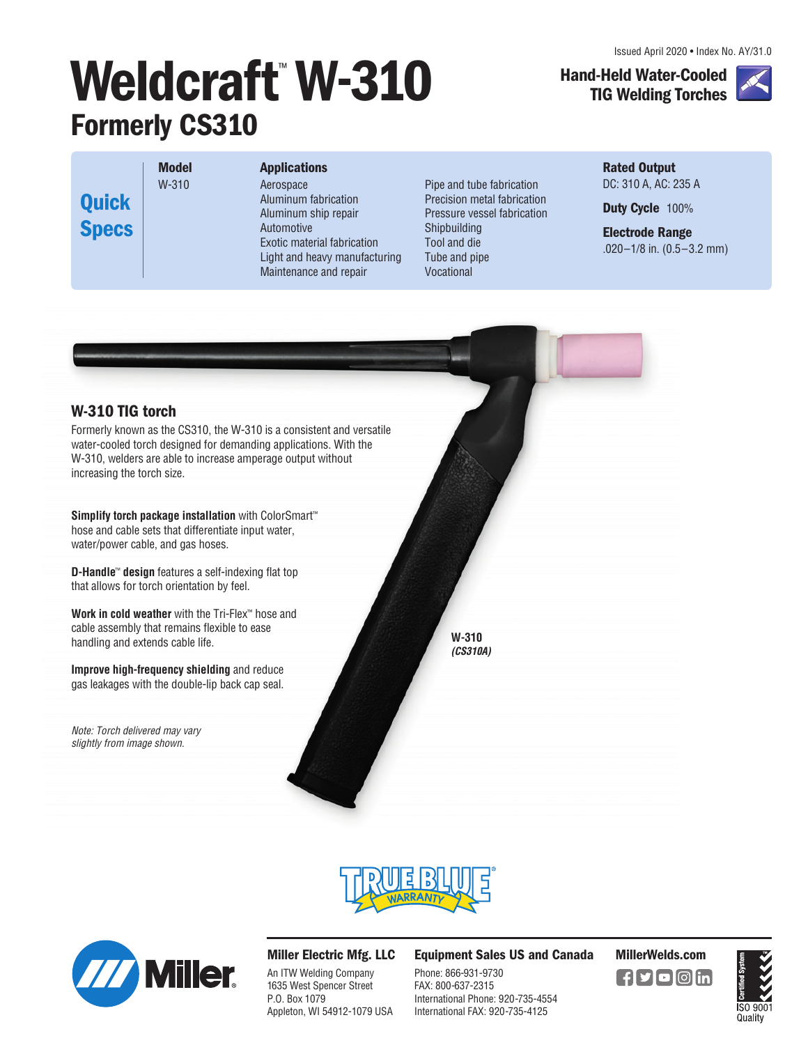Issued April 2020 • Index No. AY/31.0

# Weldcraft™ W-310

## Formerly CS310

**Hand-Held Water-Cooled TIG Welding Torches**

## Quick Specs

| Model | Applications | | Rated Output |
|---|---|---|---|
| W-310 | Aerospace<br>Aluminum fabrication<br>Aluminum ship repair<br>Automotive<br>Exotic material fabrication<br>Light and heavy manufacturing<br>Maintenance and repair | Pipe and tube fabrication<br>Precision metal fabrication<br>Pressure vessel fabrication<br>Shipbuilding<br>Tool and die<br>Tube and pipe<br>Vocational | DC: 310 A, AC: 235 A<br>**Duty Cycle** 100%<br>**Electrode Range**<br>.020–1/8 in. (0.5–3.2 mm) |

### W-310 TIG torch

Formerly known as the CS310, the W-310 is a consistent and versatile water-cooled torch designed for demanding applications. With the W-310, welders are able to increase amperage output without increasing the torch size.

**Simplify torch package installation** with ColorSmart™ hose and cable sets that differentiate input water, water/power cable, and gas hoses.

**D-Handle™ design** features a self-indexing flat top that allows for torch orientation by feel.

**Work in cold weather** with the Tri-Flex™ hose and cable assembly that remains flexible to ease handling and extends cable life.

**Improve high-frequency shielding** and reduce gas leakages with the double-lip back cap seal.

*Note: Torch delivered may vary slightly from image shown.*

W-310
*(CS310A)*

TRUE BLUE® WARRANTY

**Miller Electric Mfg. LLC**
An ITW Welding Company
1635 West Spencer Street
P.O. Box 1079
Appleton, WI 54912-1079 USA

**Equipment Sales US and Canada**
Phone: 866-931-9730
FAX: 800-637-2315
International Phone: 920-735-4554
International FAX: 920-735-4125

**MillerWelds.com**

ISO 9001 Quality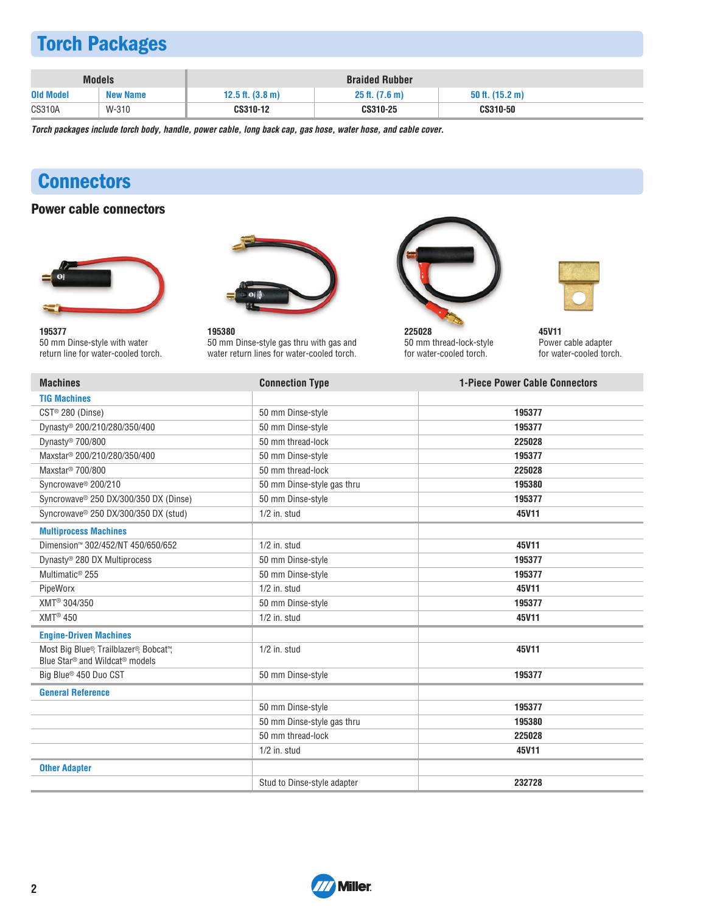## Torch Packages

| Models | | Braided Rubber | | |
|---|---|---|---|---|
| Old Model | New Name | 12.5 ft. (3.8 m) | 25 ft. (7.6 m) | 50 ft. (15.2 m) |
| CS310A | W-310 | **CS310-12** | **CS310-25** | **CS310-50** |

***Torch packages include torch body, handle, power cable, long back cap, gas hose, water hose, and cable cover.***

## Connectors

### Power cable connectors

**195377**
50 mm Dinse-style with water return line for water-cooled torch.

**195380**
50 mm Dinse-style gas thru with gas and water return lines for water-cooled torch.

**225028**
50 mm thread-lock-style for water-cooled torch.

**45V11**
Power cable adapter for water-cooled torch.

| Machines | Connection Type | 1-Piece Power Cable Connectors |
|---|---|---|
| **TIG Machines** | | |
| CST® 280 (Dinse) | 50 mm Dinse-style | **195377** |
| Dynasty® 200/210/280/350/400 | 50 mm Dinse-style | **195377** |
| Dynasty® 700/800 | 50 mm thread-lock | **225028** |
| Maxstar® 200/210/280/350/400 | 50 mm Dinse-style | **195377** |
| Maxstar® 700/800 | 50 mm thread-lock | **225028** |
| Syncrowave® 200/210 | 50 mm Dinse-style gas thru | **195380** |
| Syncrowave® 250 DX/300/350 DX (Dinse) | 50 mm Dinse-style | **195377** |
| Syncrowave® 250 DX/300/350 DX (stud) | 1/2 in. stud | **45V11** |
| **Multiprocess Machines** | | |
| Dimension™ 302/452/NT 450/650/652 | 1/2 in. stud | **45V11** |
| Dynasty® 280 DX Multiprocess | 50 mm Dinse-style | **195377** |
| Multimatic® 255 | 50 mm Dinse-style | **195377** |
| PipeWorx | 1/2 in. stud | **45V11** |
| XMT® 304/350 | 50 mm Dinse-style | **195377** |
| XMT® 450 | 1/2 in. stud | **45V11** |
| **Engine-Driven Machines** | | |
| Most Big Blue®, Trailblazer®, Bobcat™, Blue Star® and Wildcat® models | 1/2 in. stud | **45V11** |
| Big Blue® 450 Duo CST | 50 mm Dinse-style | **195377** |
| **General Reference** | | |
| | 50 mm Dinse-style | **195377** |
| | 50 mm Dinse-style gas thru | **195380** |
| | 50 mm thread-lock | **225028** |
| | 1/2 in. stud | **45V11** |
| **Other Adapter** | | |
| | Stud to Dinse-style adapter | **232728** |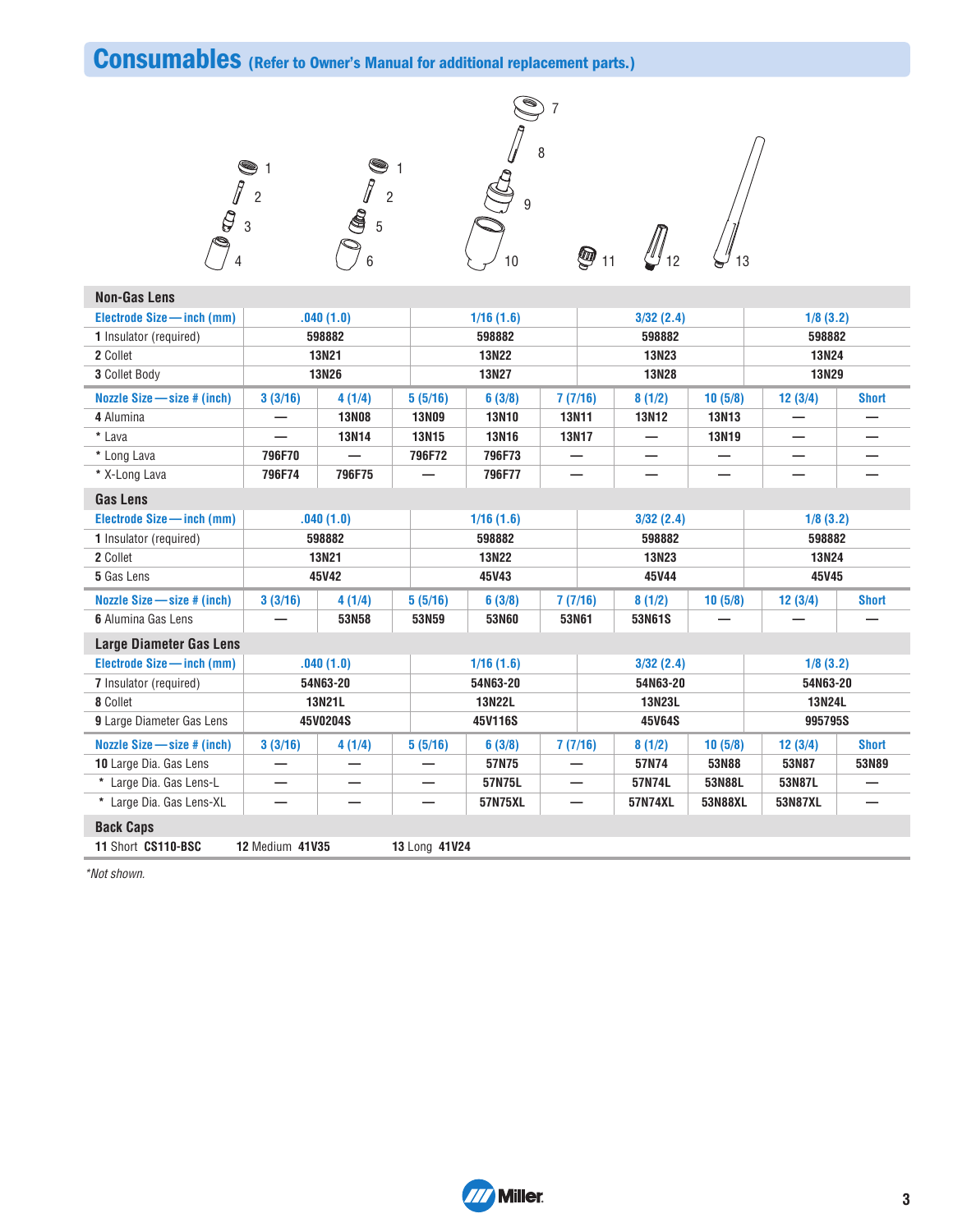## Consumables (Refer to Owner's Manual for additional replacement parts.)

### Non-Gas Lens

| Electrode Size — inch (mm) | .040 (1.0) | | 1/16 (1.6) | | 3/32 (2.4) | | 1/8 (3.2) | | |
|---|---|---|---|---|---|---|---|---|---|
| **1** Insulator (required) | 598882 | | 598882 | | 598882 | | 598882 | | |
| **2** Collet | 13N21 | | 13N22 | | 13N23 | | 13N24 | | |
| **3** Collet Body | 13N26 | | 13N27 | | 13N28 | | 13N29 | | |
| **Nozzle Size — size # (inch)** | **3 (3/16)** | **4 (1/4)** | **5 (5/16)** | **6 (3/8)** | **7 (7/16)** | **8 (1/2)** | **10 (5/8)** | **12 (3/4)** | **Short** |
| **4** Alumina | — | 13N08 | 13N09 | 13N10 | 13N11 | 13N12 | 13N13 | — | — |
| * Lava | — | 13N14 | 13N15 | 13N16 | 13N17 | — | 13N19 | — | — |
| * Long Lava | 796F70 | — | 796F72 | 796F73 | — | — | — | — | — |
| * X-Long Lava | 796F74 | 796F75 | — | 796F77 | — | — | — | — | — |

### Gas Lens

| Electrode Size — inch (mm) | .040 (1.0) | | 1/16 (1.6) | | 3/32 (2.4) | | 1/8 (3.2) | | |
|---|---|---|---|---|---|---|---|---|---|
| **1** Insulator (required) | 598882 | | 598882 | | 598882 | | 598882 | | |
| **2** Collet | 13N21 | | 13N22 | | 13N23 | | 13N24 | | |
| **5** Gas Lens | 45V42 | | 45V43 | | 45V44 | | 45V45 | | |
| **Nozzle Size — size # (inch)** | **3 (3/16)** | **4 (1/4)** | **5 (5/16)** | **6 (3/8)** | **7 (7/16)** | **8 (1/2)** | **10 (5/8)** | **12 (3/4)** | **Short** |
| **6** Alumina Gas Lens | — | 53N58 | 53N59 | 53N60 | 53N61 | 53N61S | — | — | — |

### Large Diameter Gas Lens

| Electrode Size — inch (mm) | .040 (1.0) | | 1/16 (1.6) | | 3/32 (2.4) | | 1/8 (3.2) | | |
|---|---|---|---|---|---|---|---|---|---|
| **7** Insulator (required) | 54N63-20 | | 54N63-20 | | 54N63-20 | | 54N63-20 | | |
| **8** Collet | 13N21L | | 13N22L | | 13N23L | | 13N24L | | |
| **9** Large Diameter Gas Lens | 45V0204S | | 45V116S | | 45V64S | | 995795S | | |
| **Nozzle Size — size # (inch)** | **3 (3/16)** | **4 (1/4)** | **5 (5/16)** | **6 (3/8)** | **7 (7/16)** | **8 (1/2)** | **10 (5/8)** | **12 (3/4)** | **Short** |
| **10** Large Dia. Gas Lens | — | — | — | 57N75 | — | 57N74 | 53N88 | 53N87 | 53N89 |
| * Large Dia. Gas Lens-L | — | — | — | 57N75L | — | 57N74L | 53N88L | 53N87L | — |
| * Large Dia. Gas Lens-XL | — | — | — | 57N75XL | — | 57N74XL | 53N88XL | 53N87XL | — |

### Back Caps

**11** Short **CS110-BSC** **12** Medium **41V35** **13** Long **41V24**

*Not shown.*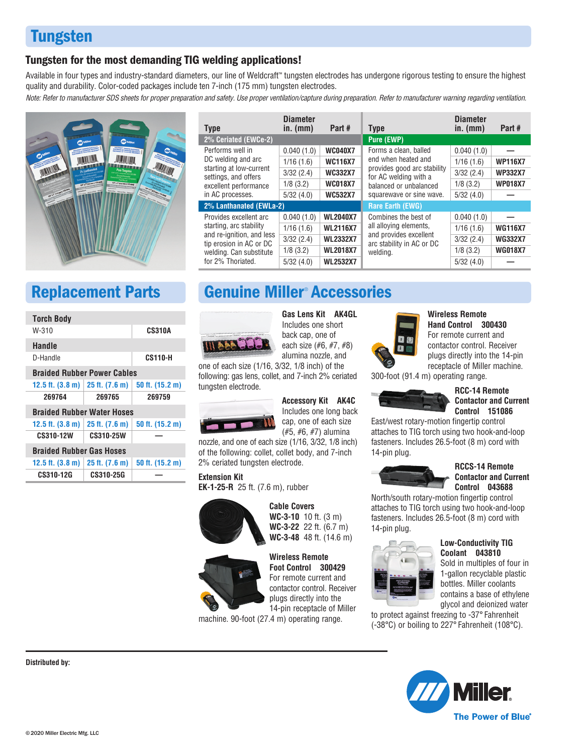# Tungsten

## Tungsten for the most demanding TIG welding applications!

Available in four types and industry-standard diameters, our line of Weldcraft™ tungsten electrodes has undergone rigorous testing to ensure the highest quality and durability. Color-coded packages include ten 7-inch (175 mm) tungsten electrodes.

*Note: Refer to manufacturer SDS sheets for proper preparation and safety. Use proper ventilation/capture during preparation. Refer to manufacturer warning regarding ventilation.*

| Type | Diameter in. (mm) | Part # | Type | Diameter in. (mm) | Part # |
|---|---|---|---|---|---|
| **2% Ceriated (EWCe-2)** | | | **Pure (EWP)** | | |
| Performs well in DC welding and arc starting at low-current settings, and offers excellent performance in AC processes. | 0.040 (1.0) | WC040X7 | Forms a clean, balled end when heated and provides good arc stability for AC welding with a balanced or unbalanced squarewave or sine wave. | 0.040 (1.0) | — |
| | 1/16 (1.6) | WC116X7 | | 1/16 (1.6) | WP116X7 |
| | 3/32 (2.4) | WC332X7 | | 3/32 (2.4) | WP332X7 |
| | 1/8 (3.2) | WC018X7 | | 1/8 (3.2) | WP018X7 |
| | 5/32 (4.0) | WC532X7 | | 5/32 (4.0) | — |
| **2% Lanthanated (EWLa-2)** | | | **Rare Earth (EWG)** | | |
| Provides excellent arc starting, arc stability and re-ignition, and less tip erosion in AC or DC welding. Can substitute for 2% Thoriated. | 0.040 (1.0) | WL2040X7 | Combines the best of all alloying elements, and provides excellent arc stability in AC or DC welding. | 0.040 (1.0) | — |
| | 1/16 (1.6) | WL2116X7 | | 1/16 (1.6) | WG116X7 |
| | 3/32 (2.4) | WL2332X7 | | 3/32 (2.4) | WG332X7 |
| | 1/8 (3.2) | WL2018X7 | | 1/8 (3.2) | WG018X7 |
| | 5/32 (4.0) | WL2532X7 | | 5/32 (4.0) | — |

# Replacement Parts

| | | |
|---|---|---|
| **Torch Body** | | |
| W-310 | | **CS310A** |
| **Handle** | | |
| D-Handle | | **CS110-H** |
| **Braided Rubber Power Cables** | | |
| 12.5 ft. (3.8 m) | 25 ft. (7.6 m) | 50 ft. (15.2 m) |
| **269764** | **269765** | **269759** |
| **Braided Rubber Water Hoses** | | |
| 12.5 ft. (3.8 m) | 25 ft. (7.6 m) | 50 ft. (15.2 m) |
| **CS310-12W** | **CS310-25W** | — |
| **Braided Rubber Gas Hoses** | | |
| 12.5 ft. (3.8 m) | 25 ft. (7.6 m) | 50 ft. (15.2 m) |
| **CS310-12G** | **CS310-25G** | — |

# Genuine Miller® Accessories

**Gas Lens Kit AK4GL**
Includes one short back cap, one of each size (#6, #7, #8) alumina nozzle, and one of each size (1/16, 3/32, 1/8 inch) of the following: gas lens, collet, and 7-inch 2% ceriated tungsten electrode.

**Accessory Kit AK4C**
Includes one long back cap, one of each size (#5, #6, #7) alumina nozzle, and one of each size (1/16, 3/32, 1/8 inch) of the following: collet, collet body, and 7-inch 2% ceriated tungsten electrode.

**Extension Kit**
**EK-1-25-R** 25 ft. (7.6 m), rubber

**Cable Covers**
**WC-3-10** 10 ft. (3 m)
**WC-3-22** 22 ft. (6.7 m)
**WC-3-48** 48 ft. (14.6 m)

**Wireless Remote Foot Control 300429**
For remote current and contactor control. Receiver plugs directly into the 14-pin receptacle of Miller machine. 90-foot (27.4 m) operating range.

**Wireless Remote Hand Control 300430**
For remote current and contactor control. Receiver plugs directly into the 14-pin receptacle of Miller machine. 300-foot (91.4 m) operating range.

**RCC-14 Remote Contactor and Current Control 151086**
East/west rotary-motion fingertip control attaches to TIG torch using two hook-and-loop fasteners. Includes 26.5-foot (8 m) cord with 14-pin plug.

**RCCS-14 Remote Contactor and Current Control 043688**
North/south rotary-motion fingertip control attaches to TIG torch using two hook-and-loop fasteners. Includes 26.5-foot (8 m) cord with 14-pin plug.

**Low-Conductivity TIG Coolant 043810**
Sold in multiples of four in 1-gallon recyclable plastic bottles. Miller coolants contains a base of ethylene glycol and deionized water to protect against freezing to -37° Fahrenheit (-38°C) or boiling to 227° Fahrenheit (108°C).

**Distributed by:**

Miller
The Power of Blue®

© 2020 Miller Electric Mfg. LLC